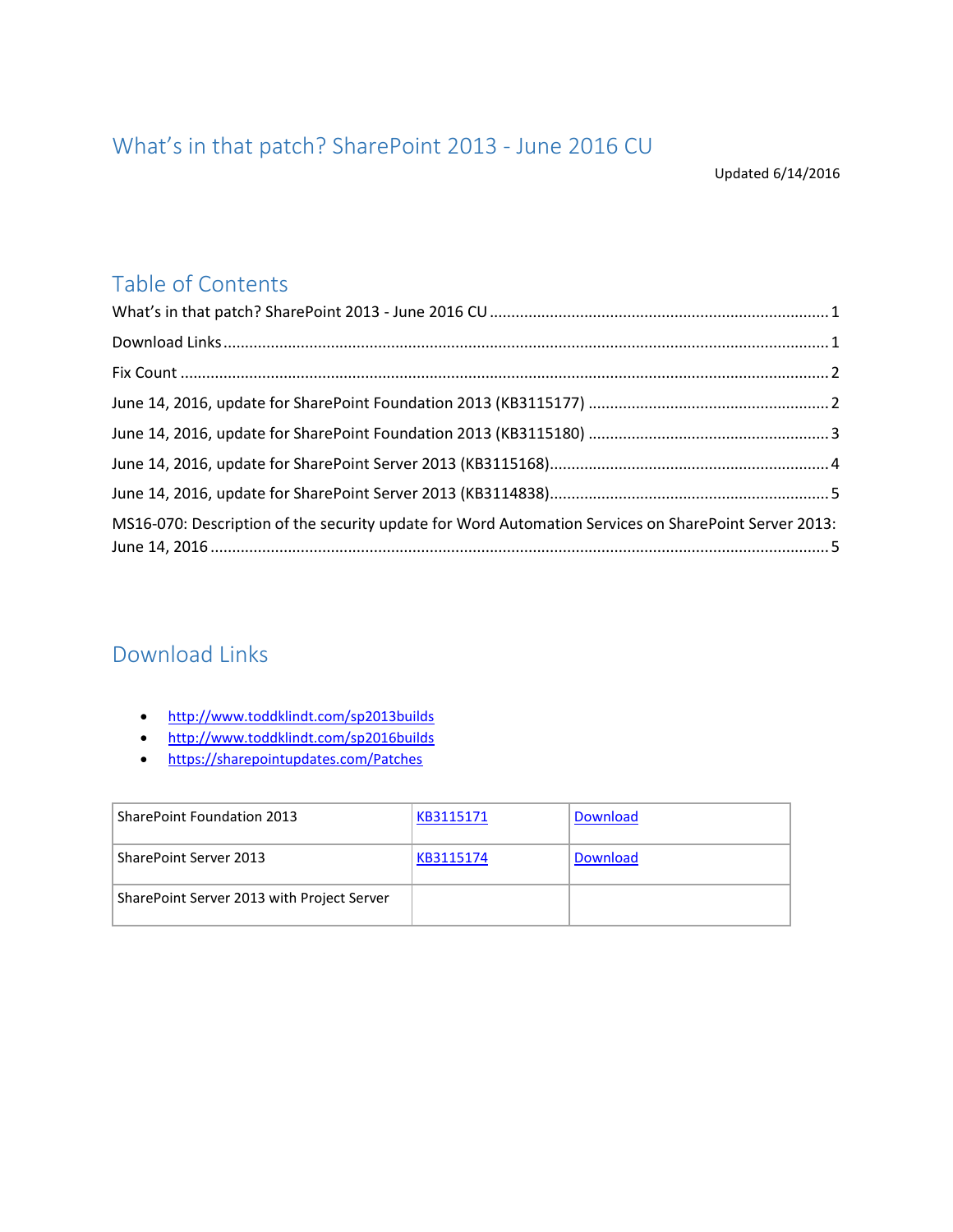# What's in that patch? SharePoint 2013 - June 2016 CU

Updated 6/14/2016

## Table of Contents

What's in that patch? SharePoint 2013 - June 2016 CU ........ 1

Download Links ........ 1

Fix Count ........ 2

June 14, 2016, update for SharePoint Foundation 2013 (KB3115177) ........ 2

June 14, 2016, update for SharePoint Foundation 2013 (KB3115180) ........ 3

June 14, 2016, update for SharePoint Server 2013 (KB3115168) ........ 4

June 14, 2016, update for SharePoint Server 2013 (KB3114838) ........ 5

MS16-070: Description of the security update for Word Automation Services on SharePoint Server 2013: June 14, 2016 ........ 5

## Download Links

- http://www.toddklindt.com/sp2013builds
- http://www.toddklindt.com/sp2016builds
- https://sharepointupdates.com/Patches

| | | |
|---|---|---|
| SharePoint Foundation 2013 | KB3115171 | Download |
| SharePoint Server 2013 | KB3115174 | Download |
| SharePoint Server 2013 with Project Server | | |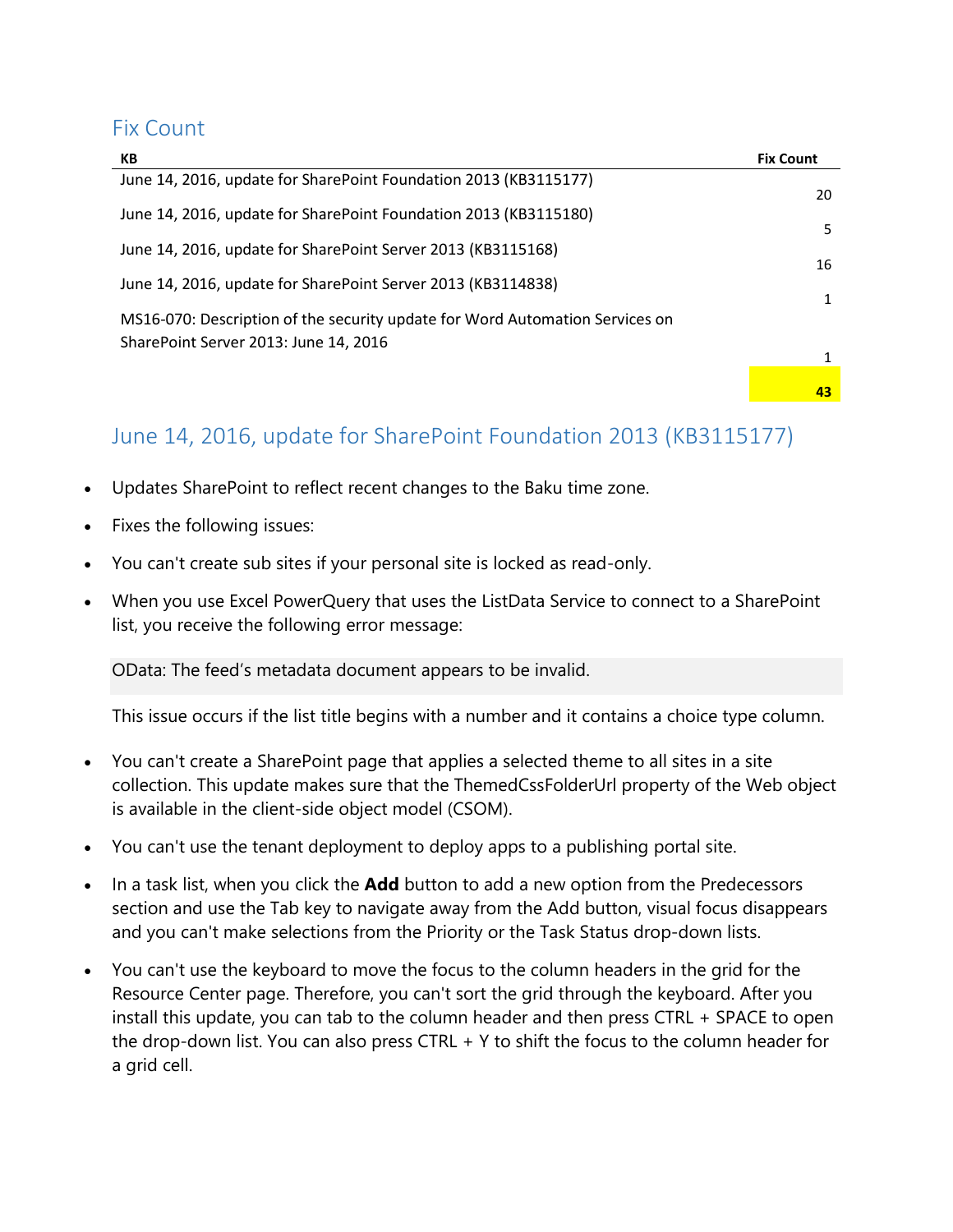## Fix Count

| KB | Fix Count |
|---|---|
| June 14, 2016, update for SharePoint Foundation 2013 (KB3115177) | 20 |
| June 14, 2016, update for SharePoint Foundation 2013 (KB3115180) | 5 |
| June 14, 2016, update for SharePoint Server 2013 (KB3115168) | 16 |
| June 14, 2016, update for SharePoint Server 2013 (KB3114838) | 1 |
| MS16-070: Description of the security update for Word Automation Services on SharePoint Server 2013: June 14, 2016 | 1 |
| | **43** |

## June 14, 2016, update for SharePoint Foundation 2013 (KB3115177)

- Updates SharePoint to reflect recent changes to the Baku time zone.
- Fixes the following issues:
- You can't create sub sites if your personal site is locked as read-only.
- When you use Excel PowerQuery that uses the ListData Service to connect to a SharePoint list, you receive the following error message:

  ```
  OData: The feed's metadata document appears to be invalid.
  ```

  This issue occurs if the list title begins with a number and it contains a choice type column.

- You can't create a SharePoint page that applies a selected theme to all sites in a site collection. This update makes sure that the ThemedCssFolderUrl property of the Web object is available in the client-side object model (CSOM).
- You can't use the tenant deployment to deploy apps to a publishing portal site.
- In a task list, when you click the **Add** button to add a new option from the Predecessors section and use the Tab key to navigate away from the Add button, visual focus disappears and you can't make selections from the Priority or the Task Status drop-down lists.
- You can't use the keyboard to move the focus to the column headers in the grid for the Resource Center page. Therefore, you can't sort the grid through the keyboard. After you install this update, you can tab to the column header and then press CTRL + SPACE to open the drop-down list. You can also press CTRL + Y to shift the focus to the column header for a grid cell.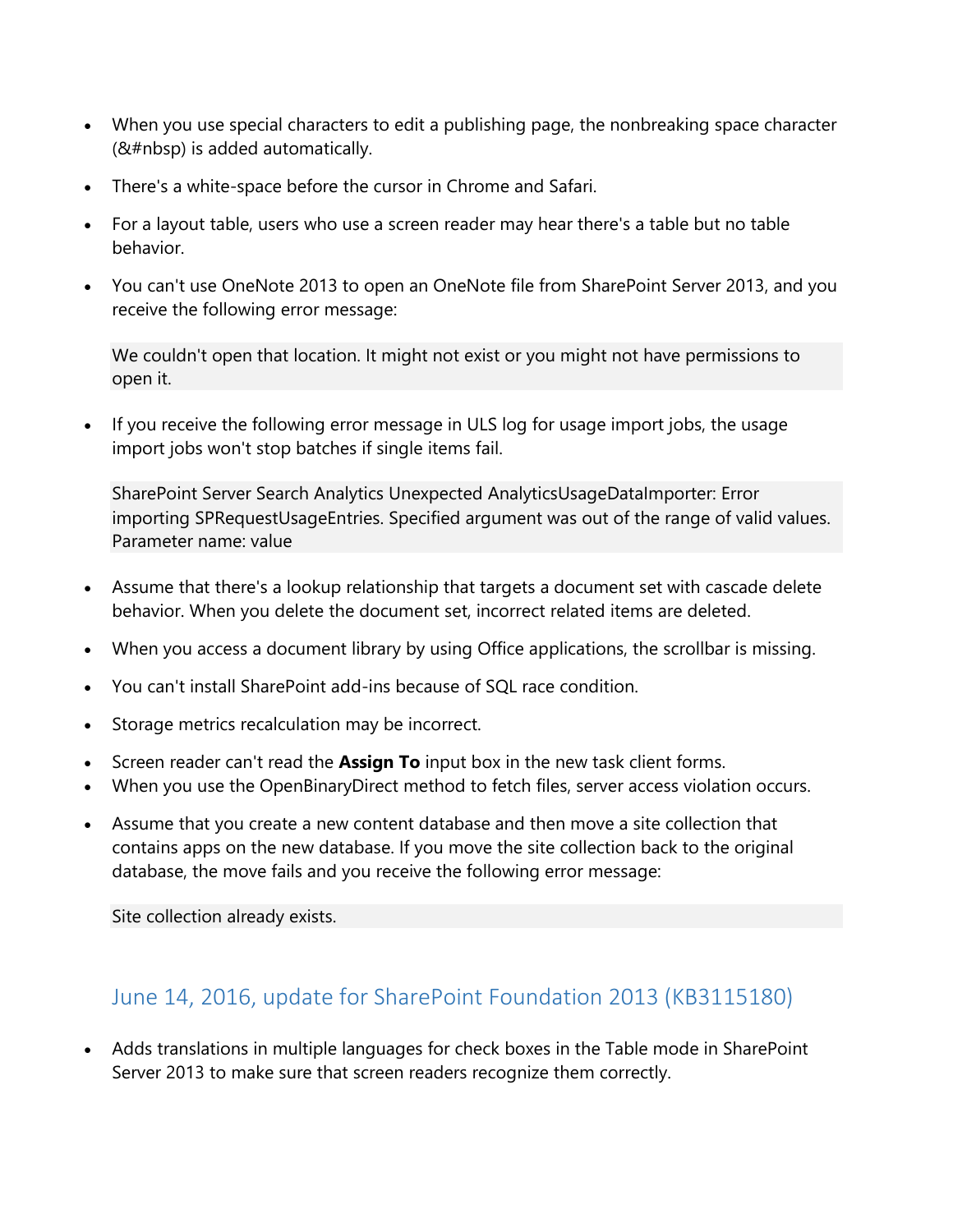- When you use special characters to edit a publishing page, the nonbreaking space character (&#nbsp) is added automatically.
- There's a white-space before the cursor in Chrome and Safari.
- For a layout table, users who use a screen reader may hear there's a table but no table behavior.
- You can't use OneNote 2013 to open an OneNote file from SharePoint Server 2013, and you receive the following error message:

```
We couldn't open that location. It might not exist or you might not have permissions to open it.
```

- If you receive the following error message in ULS log for usage import jobs, the usage import jobs won't stop batches if single items fail.

```
SharePoint Server Search Analytics Unexpected AnalyticsUsageDataImporter: Error importing SPRequestUsageEntries. Specified argument was out of the range of valid values. Parameter name: value
```

- Assume that there's a lookup relationship that targets a document set with cascade delete behavior. When you delete the document set, incorrect related items are deleted.
- When you access a document library by using Office applications, the scrollbar is missing.
- You can't install SharePoint add-ins because of SQL race condition.
- Storage metrics recalculation may be incorrect.
- Screen reader can't read the **Assign To** input box in the new task client forms.
- When you use the OpenBinaryDirect method to fetch files, server access violation occurs.
- Assume that you create a new content database and then move a site collection that contains apps on the new database. If you move the site collection back to the original database, the move fails and you receive the following error message:

```
Site collection already exists.
```

## June 14, 2016, update for SharePoint Foundation 2013 (KB3115180)

- Adds translations in multiple languages for check boxes in the Table mode in SharePoint Server 2013 to make sure that screen readers recognize them correctly.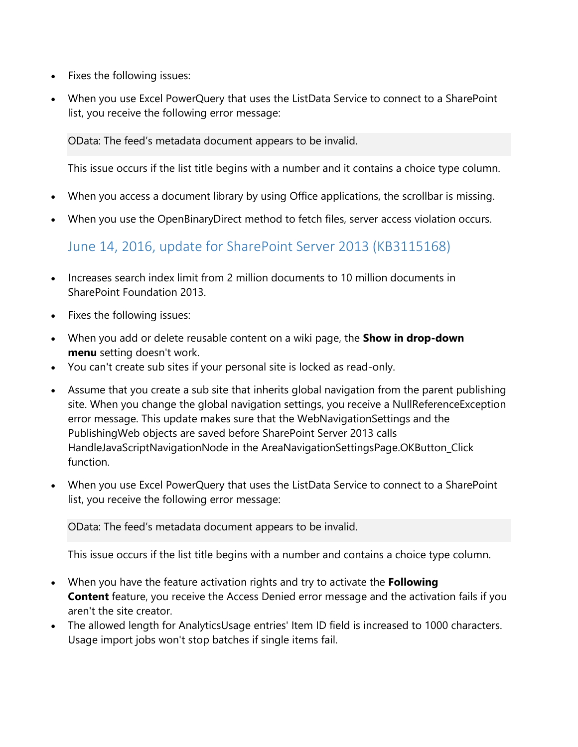- Fixes the following issues:
- When you use Excel PowerQuery that uses the ListData Service to connect to a SharePoint list, you receive the following error message:

  ```
  OData: The feed’s metadata document appears to be invalid.
  ```

  This issue occurs if the list title begins with a number and it contains a choice type column.

- When you access a document library by using Office applications, the scrollbar is missing.
- When you use the OpenBinaryDirect method to fetch files, server access violation occurs.

## June 14, 2016, update for SharePoint Server 2013 (KB3115168)

- Increases search index limit from 2 million documents to 10 million documents in SharePoint Foundation 2013.
- Fixes the following issues:
- When you add or delete reusable content on a wiki page, the **Show in drop-down menu** setting doesn't work.
- You can't create sub sites if your personal site is locked as read-only.
- Assume that you create a sub site that inherits global navigation from the parent publishing site. When you change the global navigation settings, you receive a NullReferenceException error message. This update makes sure that the WebNavigationSettings and the PublishingWeb objects are saved before SharePoint Server 2013 calls HandleJavaScriptNavigationNode in the AreaNavigationSettingsPage.OKButton_Click function.
- When you use Excel PowerQuery that uses the ListData Service to connect to a SharePoint list, you receive the following error message:

  ```
  OData: The feed’s metadata document appears to be invalid.
  ```

  This issue occurs if the list title begins with a number and contains a choice type column.

- When you have the feature activation rights and try to activate the **Following Content** feature, you receive the Access Denied error message and the activation fails if you aren't the site creator.
- The allowed length for AnalyticsUsage entries' Item ID field is increased to 1000 characters. Usage import jobs won't stop batches if single items fail.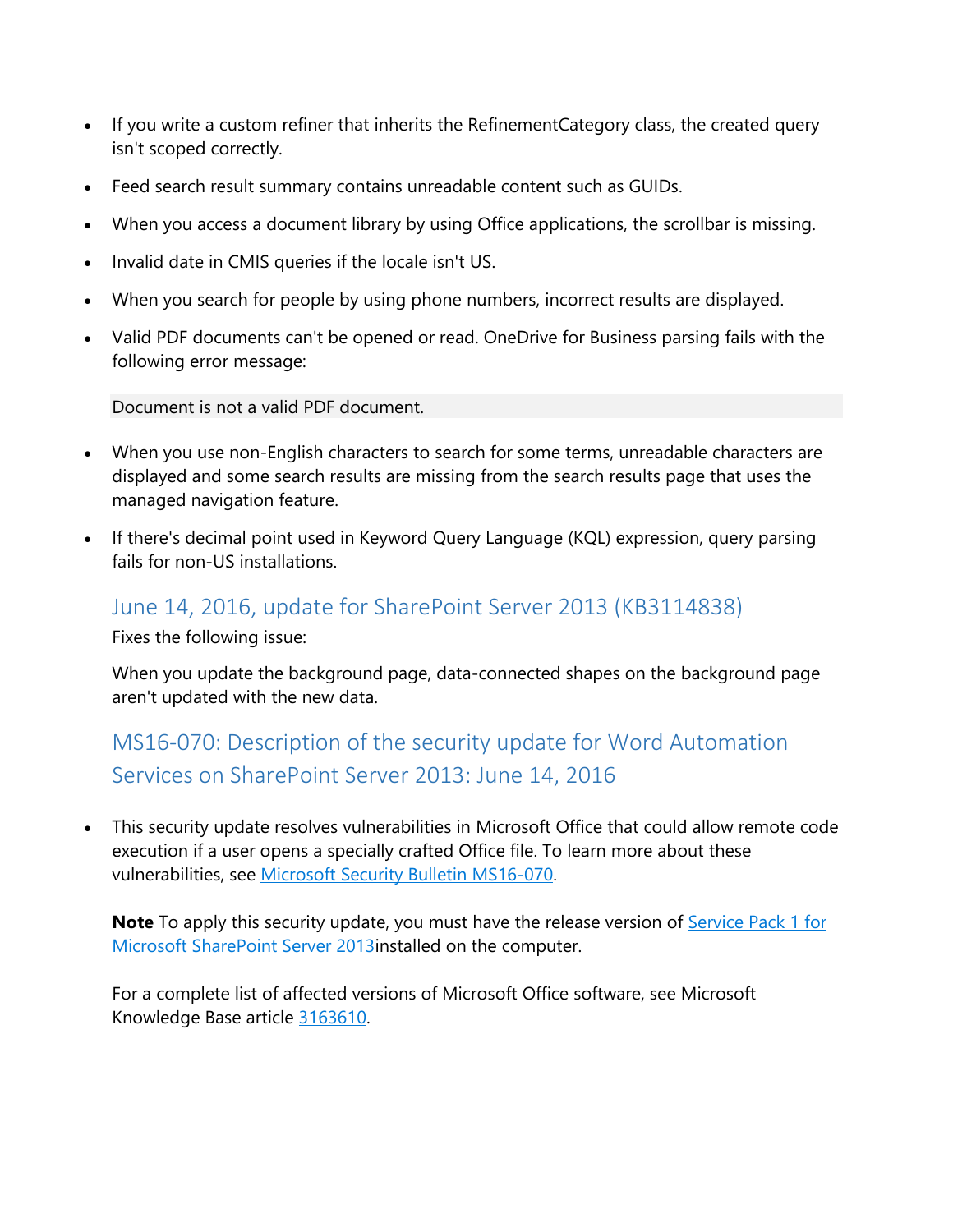- If you write a custom refiner that inherits the RefinementCategory class, the created query isn't scoped correctly.
- Feed search result summary contains unreadable content such as GUIDs.
- When you access a document library by using Office applications, the scrollbar is missing.
- Invalid date in CMIS queries if the locale isn't US.
- When you search for people by using phone numbers, incorrect results are displayed.
- Valid PDF documents can't be opened or read. OneDrive for Business parsing fails with the following error message:

```
Document is not a valid PDF document.
```

- When you use non-English characters to search for some terms, unreadable characters are displayed and some search results are missing from the search results page that uses the managed navigation feature.
- If there's decimal point used in Keyword Query Language (KQL) expression, query parsing fails for non-US installations.

### June 14, 2016, update for SharePoint Server 2013 (KB3114838)

Fixes the following issue:

When you update the background page, data-connected shapes on the background page aren't updated with the new data.

### MS16-070: Description of the security update for Word Automation Services on SharePoint Server 2013: June 14, 2016

- This security update resolves vulnerabilities in Microsoft Office that could allow remote code execution if a user opens a specially crafted Office file. To learn more about these vulnerabilities, see [Microsoft Security Bulletin MS16-070](#).

  **Note** To apply this security update, you must have the release version of [Service Pack 1 for Microsoft SharePoint Server 2013](#)installed on the computer.

  For a complete list of affected versions of Microsoft Office software, see Microsoft Knowledge Base article [3163610](#).